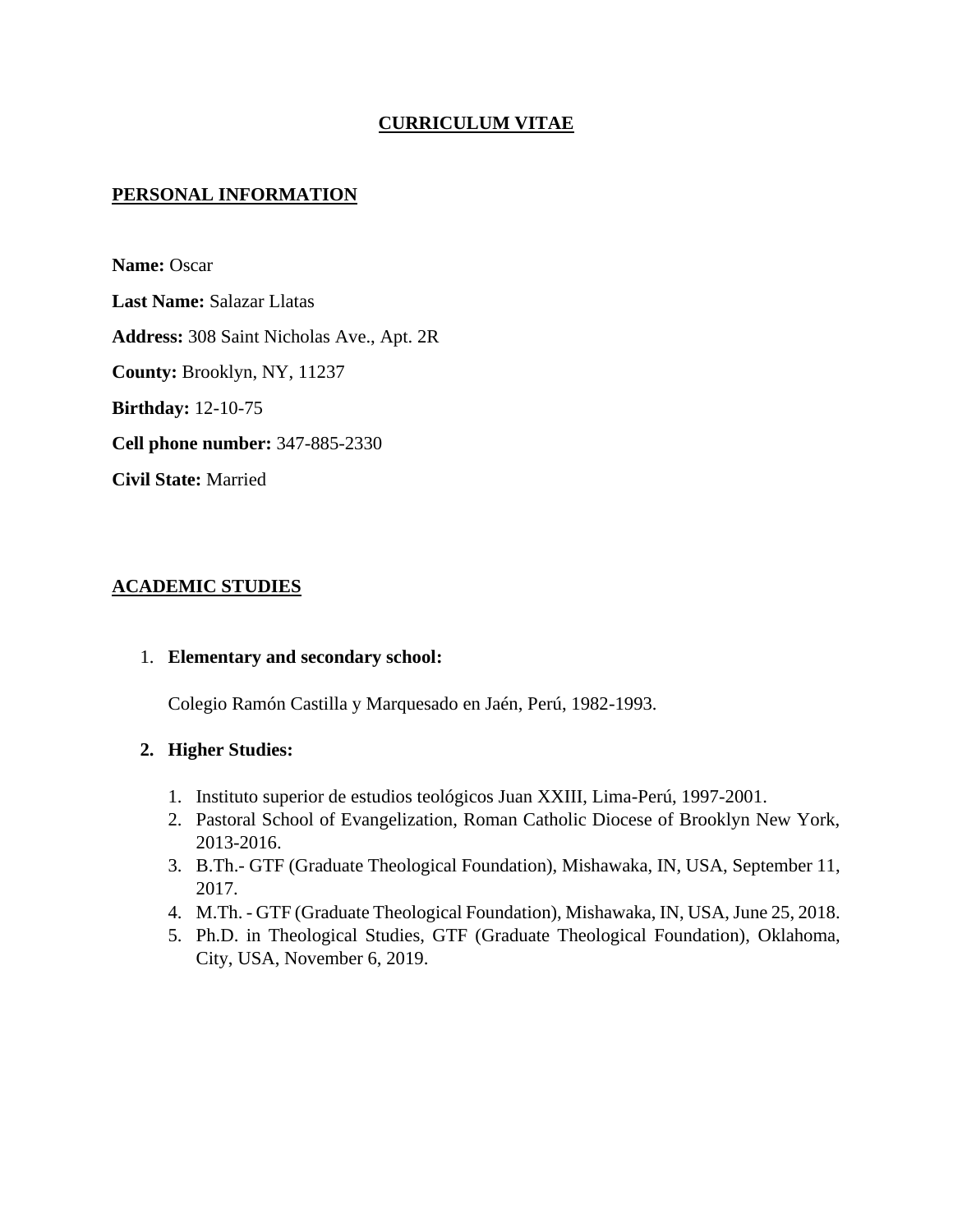# CURRICULUM VITAE

## PERSONAL INFORMATION

**Name:** Oscar

**Last Name:** Salazar Llatas

**Address:** 308 Saint Nicholas Ave., Apt. 2R

**County:** Brooklyn, NY, 11237

**Birthday:** 12-10-75

**Cell phone number:** 347-885-2330

**Civil State:** Married

## ACADEMIC STUDIES

1. **Elementary and secondary school:**

   Colegio Ramón Castilla y Marquesado en Jaén, Perú, 1982-1993.

2. **Higher Studies:**

   1. Instituto superior de estudios teológicos Juan XXIII, Lima-Perú, 1997-2001.
   2. Pastoral School of Evangelization, Roman Catholic Diocese of Brooklyn New York, 2013-2016.
   3. B.Th.- GTF (Graduate Theological Foundation), Mishawaka, IN, USA, September 11, 2017.
   4. M.Th. - GTF (Graduate Theological Foundation), Mishawaka, IN, USA, June 25, 2018.
   5. Ph.D. in Theological Studies, GTF (Graduate Theological Foundation), Oklahoma, City, USA, November 6, 2019.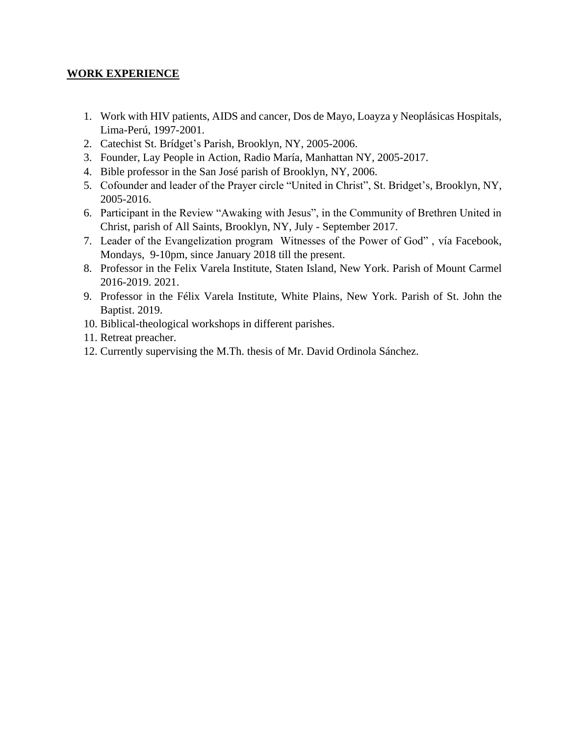**WORK EXPERIENCE**

1. Work with HIV patients, AIDS and cancer, Dos de Mayo, Loayza y Neoplásicas Hospitals, Lima-Perú, 1997-2001.
2. Catechist St. Brídget's Parish, Brooklyn, NY, 2005-2006.
3. Founder, Lay People in Action, Radio María, Manhattan NY, 2005-2017.
4. Bible professor in the San José parish of Brooklyn, NY, 2006.
5. Cofounder and leader of the Prayer circle "United in Christ", St. Bridget's, Brooklyn, NY, 2005-2016.
6. Participant in the Review "Awaking with Jesus", in the Community of Brethren United in Christ, parish of All Saints, Brooklyn, NY, July - September 2017.
7. Leader of the Evangelization program Witnesses of the Power of God" , vía Facebook, Mondays, 9-10pm, since January 2018 till the present.
8. Professor in the Felix Varela Institute, Staten Island, New York. Parish of Mount Carmel 2016-2019. 2021.
9. Professor in the Félix Varela Institute, White Plains, New York. Parish of St. John the Baptist. 2019.
10. Biblical-theological workshops in different parishes.
11. Retreat preacher.
12. Currently supervising the M.Th. thesis of Mr. David Ordinola Sánchez.